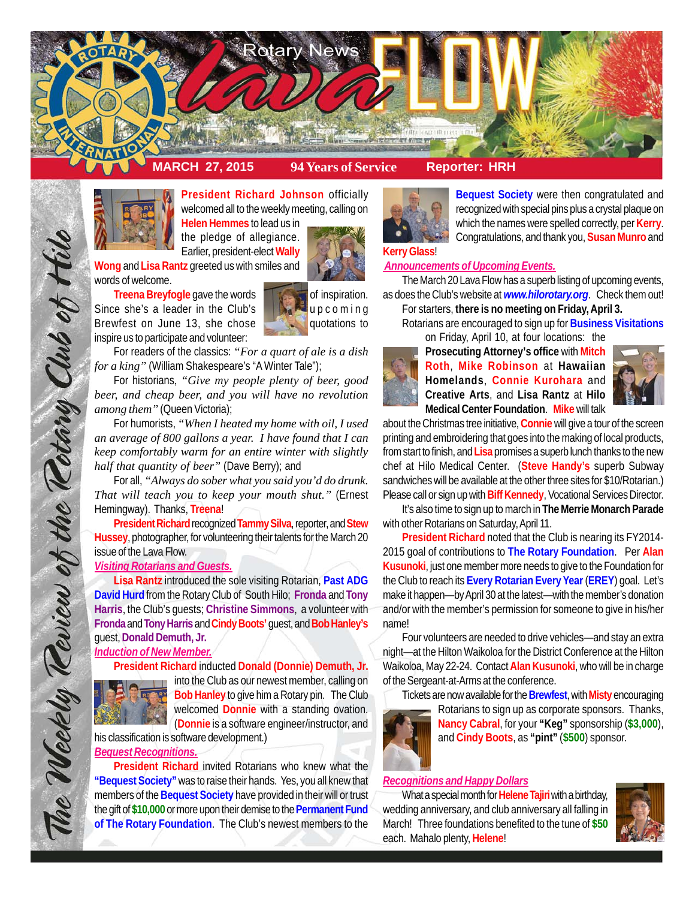# Rotary News lavaFLOW

**MARCH 27, 2015** | **94 Years of Service** | **Reporter: HRH**

*The Weekly Review of the Rotary Club of Hilo*

**President Richard Johnson** officially welcomed all to the weekly meeting, calling on **Helen Hemmes** to lead us in the pledge of allegiance. Earlier, president-elect **Wally Wong** and **Lisa Rantz** greeted us with smiles and words of welcome.

**Treena Breyfogle** gave the words of inspiration. Since she's a leader in the Club's Brewfest on June 13, she chose upcoming quotations to inspire us to participate and volunteer:

For readers of the classics: *"For a quart of ale is a dish for a king"* (William Shakespeare's "A Winter Tale");

For historians, *"Give my people plenty of beer, good beer, and cheap beer, and you will have no revolution among them"* (Queen Victoria);

For humorists, *"When I heated my home with oil, I used an average of 800 gallons a year. I have found that I can keep comfortably warm for an entire winter with slightly half that quantity of beer"* (Dave Berry); and

For all, *"Always do sober what you said you'd do drunk. That will teach you to keep your mouth shut."* (Ernest Hemingway). Thanks, **Treena**!

**President Richard** recognized **Tammy Silva**, reporter, and **Stew Hussey**, photographer, for volunteering their talents for the March 20 issue of the Lava Flow.

## *Visiting Rotarians and Guests.*

**Lisa Rantz** introduced the sole visiting Rotarian, **Past ADG David Hurd** from the Rotary Club of South Hilo; **Fronda** and **Tony Harris**, the Club's guests; **Christine Simmons**, a volunteer with **Fronda** and **Tony Harris** and **Cindy Boots'** guest, and **Bob Hanley's** guest, **Donald Demuth, Jr.**

## *Induction of New Member.*

**President Richard** inducted **Donald (Donnie) Demuth, Jr.** into the Club as our newest member, calling on **Bob Hanley** to give him a Rotary pin. The Club welcomed **Donnie** with a standing ovation. (**Donnie** is a software engineer/instructor, and his classification is software development.)

## *Bequest Recognitions.*

**President Richard** invited Rotarians who knew what the **"Bequest Society"** was to raise their hands. Yes, you all knew that members of the **Bequest Society** have provided in their will or trust the gift of **$10,000** or more upon their demise to the **Permanent Fund of The Rotary Foundation**. The Club's newest members to the **Bequest Society** were then congratulated and recognized with special pins plus a crystal plaque on which the names were spelled correctly, per **Kerry**. Congratulations, and thank you, **Susan Munro** and **Kerry Glass**!

## *Announcements of Upcoming Events.*

The March 20 Lava Flow has a superb listing of upcoming events, as does the Club's website at ***www.hilorotary.org***. Check them out!

For starters, **there is no meeting on Friday, April 3.**

Rotarians are encouraged to sign up for **Business Visitations** on Friday, April 10, at four locations: the **Prosecuting Attorney's office** with **Mitch Roth**, **Mike Robinson** at **Hawaiian Homelands**, **Connie Kurohara** and **Creative Arts**, and **Lisa Rantz** at **Hilo Medical Center Foundation**. **Mike** will talk about the Christmas tree initiative, **Connie** will give a tour of the screen printing and embroidering that goes into the making of local products, from start to finish, and **Lisa** promises a superb lunch thanks to the new chef at Hilo Medical Center. (**Steve Handy's** superb Subway sandwiches will be available at the other three sites for $10/Rotarian.) Please call or sign up with **Biff Kennedy**, Vocational Services Director.

It's also time to sign up to march in **The Merrie Monarch Parade** with other Rotarians on Saturday, April 11.

**President Richard** noted that the Club is nearing its FY2014-2015 goal of contributions to **The Rotary Foundation**. Per **Alan Kusunoki**, just one member more needs to give to the Foundation for the Club to reach its **Every Rotarian Every Year** (**EREY**) goal. Let's make it happen—by April 30 at the latest—with the member's donation and/or with the member's permission for someone to give in his/her name!

Four volunteers are needed to drive vehicles—and stay an extra night—at the Hilton Waikoloa for the District Conference at the Hilton Waikoloa, May 22-24. Contact **Alan Kusunoki**, who will be in charge of the Sergeant-at-Arms at the conference.

Tickets are now available for the **Brewfest**, with **Misty** encouraging Rotarians to sign up as corporate sponsors. Thanks, **Nancy Cabral**, for your **"Keg"** sponsorship (**$3,000**), and **Cindy Boots**, as **"pint"** (**$500**) sponsor.

## *Recognitions and Happy Dollars*

What a special month for **Helene Tajiri** with a birthday, wedding anniversary, and club anniversary all falling in March! Three foundations benefited to the tune of **$50** each. Mahalo plenty, **Helene**!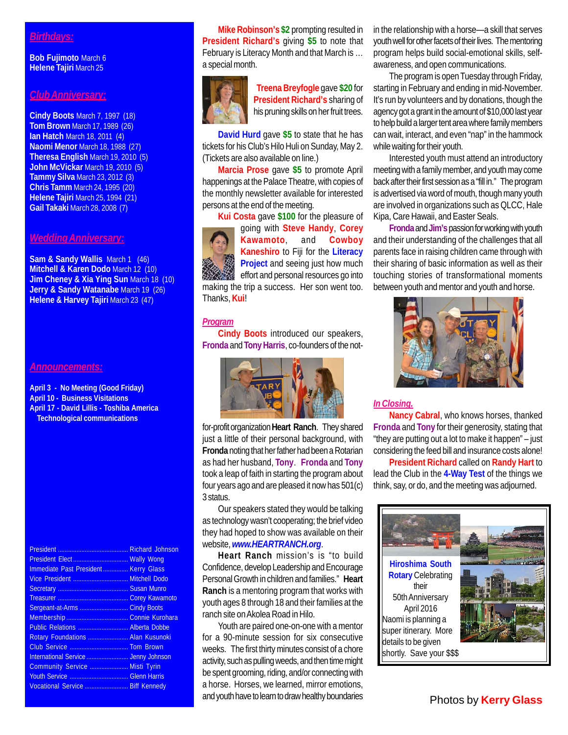## *Birthdays:*

**Bob Fujimoto** March 6
**Helene Tajiri** March 25

## *Club Anniversary:*

**Cindy Boots** March 7, 1997 (18)
**Tom Brown** March 17, 1989 (26)
**Ian Hatch** March 18, 2011 (4)
**Naomi Menor** March 18, 1988 (27)
**Theresa English** March 19, 2010 (5)
**John McVickar** March 19, 2010 (5)
**Tammy Silva** March 23, 2012 (3)
**Chris Tamm** March 24, 1995 (20)
**Helene Tajiri** March 25, 1994 (21)
**Gail Takaki** March 28, 2008 (7)

## *Wedding Anniversary:*

**Sam & Sandy Wallis** March 1 (46)
**Mitchell & Karen Dodo** March 12 (10)
**Jim Cheney & Xia Ying Sun** March 18 (10)
**Jerry & Sandy Watanabe** March 19 (26)
**Helene & Harvey Tajiri** March 23 (47)

## *Announcements:*

**April 3 - No Meeting (Good Friday)**
**April 10 - Business Visitations**
**April 17 - David Lillis - Toshiba America Technological communications**

| | |
|---|---|
| President | Richard Johnson |
| President Elect | Wally Wong |
| Immediate Past President | Kerry Glass |
| Vice President | Mitchell Dodo |
| Secretary | Susan Munro |
| Treasurer | Corey Kawamoto |
| Sergeant-at-Arms | Cindy Boots |
| Membership | Connie Kurohara |
| Public Relations | Alberta Dobbe |
| Rotary Foundations | Alan Kusunoki |
| Club Service | Tom Brown |
| International Service | Jenny Johnson |
| Community Service | Misti Tyrin |
| Youth Service | Glenn Harris |
| Vocational Service | Biff Kennedy |

**Mike Robinson's $2** prompting resulted in **President Richard's** giving **$5** to note that February is Literacy Month and that March is … a special month.

**Treena Breyfogle** gave **$20** for **President Richard's** sharing of his pruning skills on her fruit trees.

**David Hurd** gave **$5** to state that he has tickets for his Club's Hilo Huli on Sunday, May 2. (Tickets are also available on line.)

**Marcia Prose** gave **$5** to promote April happenings at the Palace Theatre, with copies of the monthly newsletter available for interested persons at the end of the meeting.

**Kui Costa** gave **$100** for the pleasure of going with **Steve Handy**, **Corey Kawamoto**, and **Cowboy Kaneshiro** to Fiji for the **Literacy Project** and seeing just how much effort and personal resources go into making the trip a success. Her son went too. Thanks, **Kui**!

### *Program*

**Cindy Boots** introduced our speakers, **Fronda** and **Tony Harris**, co-founders of the not-for-profit organization **Heart Ranch**. They shared just a little of their personal background, with **Fronda** noting that her father had been a Rotarian as had her husband, **Tony**. **Fronda** and **Tony** took a leap of faith in starting the program about four years ago and are pleased it now has 501(c) 3 status.

Our speakers stated they would be talking as technology wasn't cooperating; the brief video they had hoped to show was available on their website, ***www.HEARTRANCH.org***.

**Heart Ranch** mission's is "to build Confidence, develop Leadership and Encourage Personal Growth in children and families." **Heart Ranch** is a mentoring program that works with youth ages 8 through 18 and their families at the ranch site on Akolea Road in Hilo.

Youth are paired one-on-one with a mentor for a 90-minute session for six consecutive weeks. The first thirty minutes consist of a chore activity, such as pulling weeds, and then time might be spent grooming, riding, and/or connecting with a horse. Horses, we learned, mirror emotions, and youth have to learn to draw healthy boundaries in the relationship with a horse—a skill that serves youth well for other facets of their lives. The mentoring program helps build social-emotional skills, self-awareness, and open communications.

The program is open Tuesday through Friday, starting in February and ending in mid-November. It's run by volunteers and by donations, though the agency got a grant in the amount of $10,000 last year to help build a larger tent area where family members can wait, interact, and even "nap" in the hammock while waiting for their youth.

Interested youth must attend an introductory meeting with a family member, and youth may come back after their first session as a "fill in." The program is advertised via word of mouth, though many youth are involved in organizations such as QLCC, Hale Kipa, Care Hawaii, and Easter Seals.

**Fronda** and **Jim's** passion for working with youth and their understanding of the challenges that all parents face in raising children came through with their sharing of basic information as well as their touching stories of transformational moments between youth and mentor and youth and horse.

### *In Closing.*

**Nancy Cabral**, who knows horses, thanked **Fronda** and **Tony** for their generosity, stating that "they are putting out a lot to make it happen" – just considering the feed bill and insurance costs alone!

**President Richard** called on **Randy Hart** to lead the Club in the **4-Way Test** of the things we think, say, or do, and the meeting was adjourned.

**Hiroshima South Rotary** Celebrating their 50th Anniversary April 2016
Naomi is planning a super itinerary. More details to be given shortly. Save your $$$

Photos by **Kerry Glass**